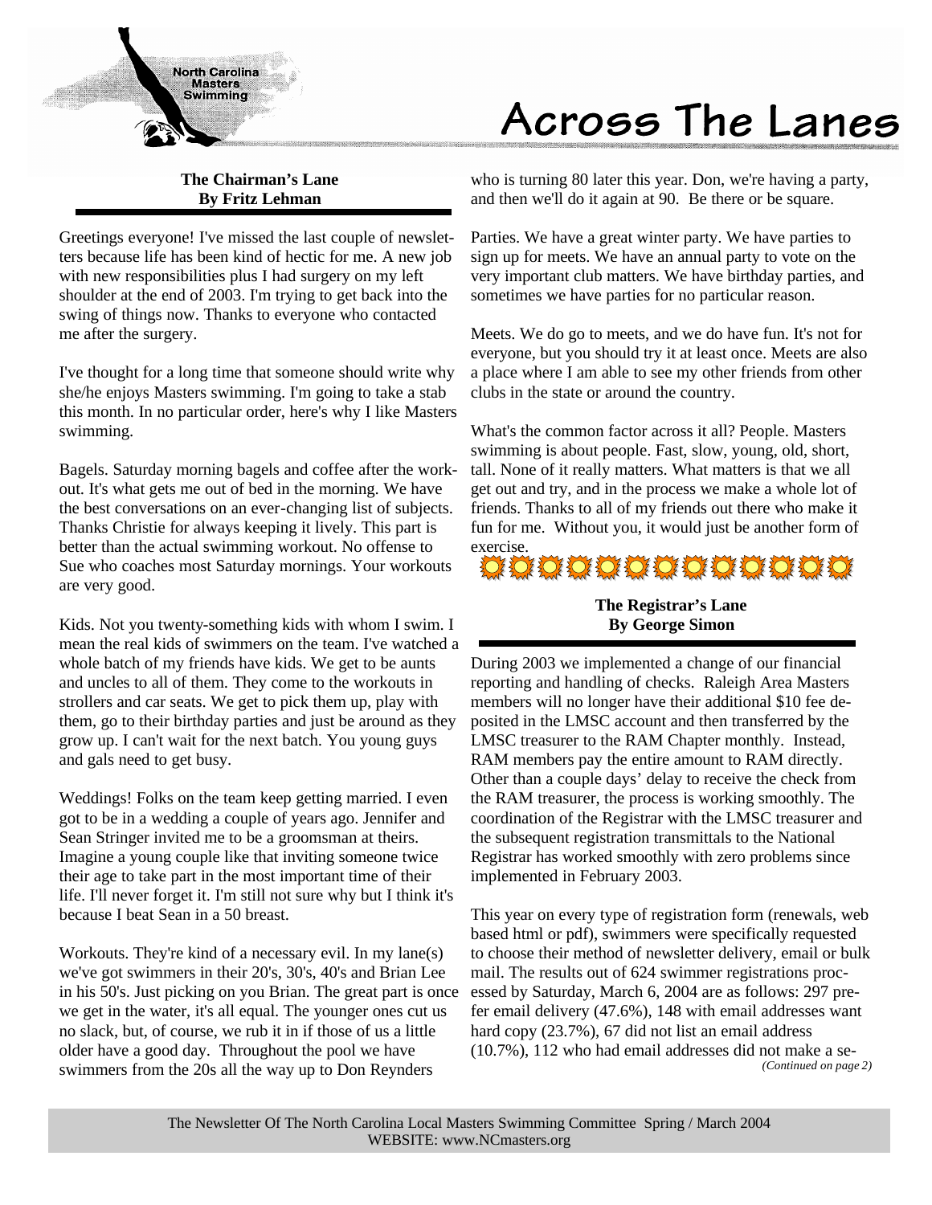# Across The Lanes

North Carolina Masters Swimming

## The Chairman's Lane
**By Fritz Lehman**

Greetings everyone! I've missed the last couple of newsletters because life has been kind of hectic for me. A new job with new responsibilities plus I had surgery on my left shoulder at the end of 2003. I'm trying to get back into the swing of things now. Thanks to everyone who contacted me after the surgery.

I've thought for a long time that someone should write why she/he enjoys Masters swimming. I'm going to take a stab this month. In no particular order, here's why I like Masters swimming.

Bagels. Saturday morning bagels and coffee after the workout. It's what gets me out of bed in the morning. We have the best conversations on an ever-changing list of subjects. Thanks Christie for always keeping it lively. This part is better than the actual swimming workout. No offense to Sue who coaches most Saturday mornings. Your workouts are very good.

Kids. Not you twenty-something kids with whom I swim. I mean the real kids of swimmers on the team. I've watched a whole batch of my friends have kids. We get to be aunts and uncles to all of them. They come to the workouts in strollers and car seats. We get to pick them up, play with them, go to their birthday parties and just be around as they grow up. I can't wait for the next batch. You young guys and gals need to get busy.

Weddings! Folks on the team keep getting married. I even got to be in a wedding a couple of years ago. Jennifer and Sean Stringer invited me to be a groomsman at theirs. Imagine a young couple like that inviting someone twice their age to take part in the most important time of their life. I'll never forget it. I'm still not sure why but I think it's because I beat Sean in a 50 breast.

Workouts. They're kind of a necessary evil. In my lane(s) we've got swimmers in their 20's, 30's, 40's and Brian Lee in his 50's. Just picking on you Brian. The great part is once we get in the water, it's all equal. The younger ones cut us no slack, but, of course, we rub it in if those of us a little older have a good day. Throughout the pool we have swimmers from the 20s all the way up to Don Reynders who is turning 80 later this year. Don, we're having a party, and then we'll do it again at 90. Be there or be square.

Parties. We have a great winter party. We have parties to sign up for meets. We have an annual party to vote on the very important club matters. We have birthday parties, and sometimes we have parties for no particular reason.

Meets. We do go to meets, and we do have fun. It's not for everyone, but you should try it at least once. Meets are also a place where I am able to see my other friends from other clubs in the state or around the country.

What's the common factor across it all? People. Masters swimming is about people. Fast, slow, young, old, short, tall. None of it really matters. What matters is that we all get out and try, and in the process we make a whole lot of friends. Thanks to all of my friends out there who make it fun for me. Without you, it would just be another form of exercise.

## The Registrar's Lane
**By George Simon**

During 2003 we implemented a change of our financial reporting and handling of checks. Raleigh Area Masters members will no longer have their additional $10 fee deposited in the LMSC account and then transferred by the LMSC treasurer to the RAM Chapter monthly. Instead, RAM members pay the entire amount to RAM directly. Other than a couple days' delay to receive the check from the RAM treasurer, the process is working smoothly. The coordination of the Registrar with the LMSC treasurer and the subsequent registration transmittals to the National Registrar has worked smoothly with zero problems since implemented in February 2003.

This year on every type of registration form (renewals, web based html or pdf), swimmers were specifically requested to choose their method of newsletter delivery, email or bulk mail. The results out of 624 swimmer registrations processed by Saturday, March 6, 2004 are as follows: 297 prefer email delivery (47.6%), 148 with email addresses want hard copy (23.7%), 67 did not list an email address (10.7%), 112 who had email addresses did not make a se-

*(Continued on page 2)*

The Newsletter Of The North Carolina Local Masters Swimming Committee Spring / March 2004
WEBSITE: www.NCmasters.org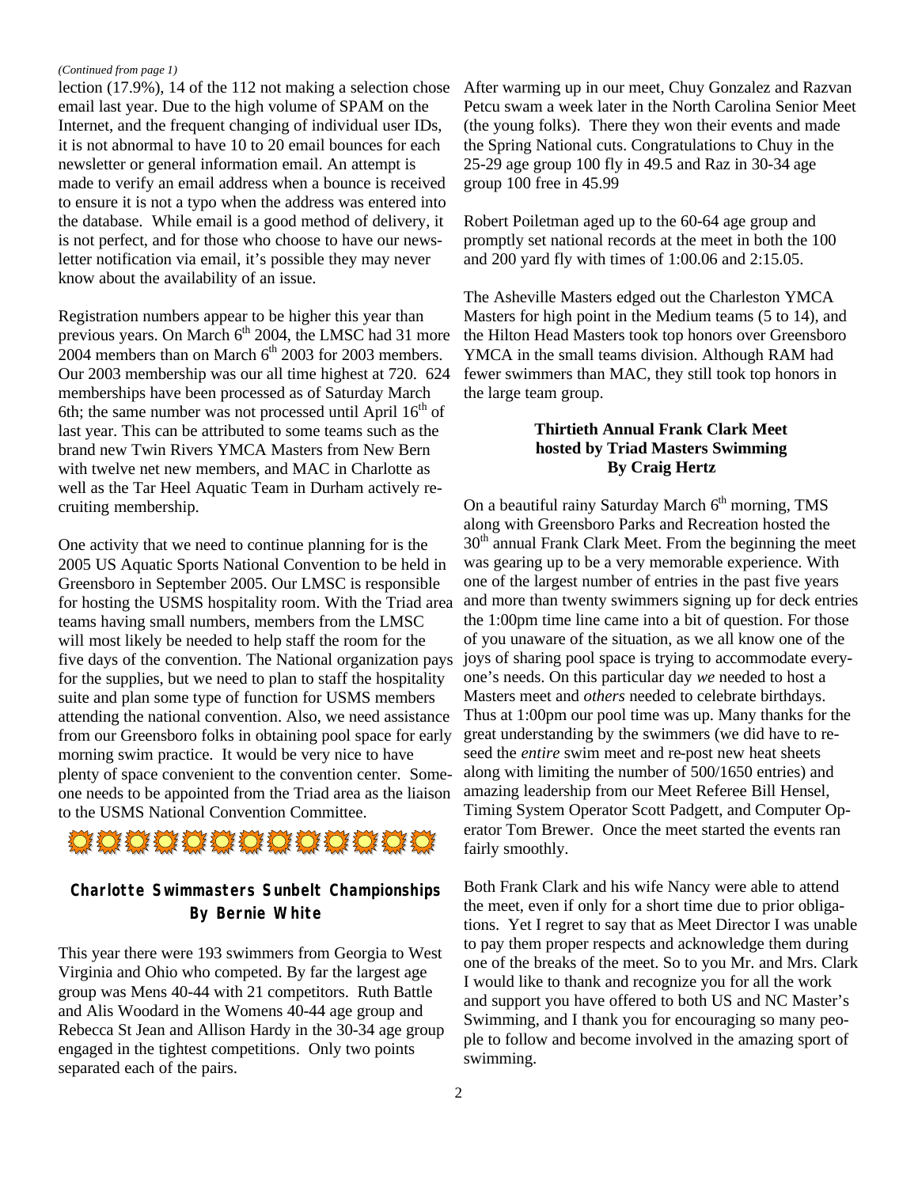*(Continued from page 1)*

lection (17.9%), 14 of the 112 not making a selection chose email last year. Due to the high volume of SPAM on the Internet, and the frequent changing of individual user IDs, it is not abnormal to have 10 to 20 email bounces for each newsletter or general information email. An attempt is made to verify an email address when a bounce is received to ensure it is not a typo when the address was entered into the database. While email is a good method of delivery, it is not perfect, and for those who choose to have our newsletter notification via email, it's possible they may never know about the availability of an issue.

Registration numbers appear to be higher this year than previous years. On March 6th 2004, the LMSC had 31 more 2004 members than on March 6th 2003 for 2003 members. Our 2003 membership was our all time highest at 720. 624 memberships have been processed as of Saturday March 6th; the same number was not processed until April 16th of last year. This can be attributed to some teams such as the brand new Twin Rivers YMCA Masters from New Bern with twelve net new members, and MAC in Charlotte as well as the Tar Heel Aquatic Team in Durham actively recruiting membership.

One activity that we need to continue planning for is the 2005 US Aquatic Sports National Convention to be held in Greensboro in September 2005. Our LMSC is responsible for hosting the USMS hospitality room. With the Triad area teams having small numbers, members from the LMSC will most likely be needed to help staff the room for the five days of the convention. The National organization pays for the supplies, but we need to plan to staff the hospitality suite and plan some type of function for USMS members attending the national convention. Also, we need assistance from our Greensboro folks in obtaining pool space for early morning swim practice. It would be very nice to have plenty of space convenient to the convention center. Someone needs to be appointed from the Triad area as the liaison to the USMS National Convention Committee.

## Charlotte Swimmasters Sunbelt Championships
### By Bernie White

This year there were 193 swimmers from Georgia to West Virginia and Ohio who competed. By far the largest age group was Mens 40-44 with 21 competitors. Ruth Battle and Alis Woodard in the Womens 40-44 age group and Rebecca St Jean and Allison Hardy in the 30-34 age group engaged in the tightest competitions. Only two points separated each of the pairs.

After warming up in our meet, Chuy Gonzalez and Razvan Petcu swam a week later in the North Carolina Senior Meet (the young folks). There they won their events and made the Spring National cuts. Congratulations to Chuy in the 25-29 age group 100 fly in 49.5 and Raz in 30-34 age group 100 free in 45.99

Robert Poiletman aged up to the 60-64 age group and promptly set national records at the meet in both the 100 and 200 yard fly with times of 1:00.06 and 2:15.05.

The Asheville Masters edged out the Charleston YMCA Masters for high point in the Medium teams (5 to 14), and the Hilton Head Masters took top honors over Greensboro YMCA in the small teams division. Although RAM had fewer swimmers than MAC, they still took top honors in the large team group.

## Thirtieth Annual Frank Clark Meet hosted by Triad Masters Swimming
### By Craig Hertz

On a beautiful rainy Saturday March 6th morning, TMS along with Greensboro Parks and Recreation hosted the 30th annual Frank Clark Meet. From the beginning the meet was gearing up to be a very memorable experience. With one of the largest number of entries in the past five years and more than twenty swimmers signing up for deck entries the 1:00pm time line came into a bit of question. For those of you unaware of the situation, as we all know one of the joys of sharing pool space is trying to accommodate everyone's needs. On this particular day *we* needed to host a Masters meet and *others* needed to celebrate birthdays. Thus at 1:00pm our pool time was up. Many thanks for the great understanding by the swimmers (we did have to reseed the *entire* swim meet and re-post new heat sheets along with limiting the number of 500/1650 entries) and amazing leadership from our Meet Referee Bill Hensel, Timing System Operator Scott Padgett, and Computer Operator Tom Brewer. Once the meet started the events ran fairly smoothly.

Both Frank Clark and his wife Nancy were able to attend the meet, even if only for a short time due to prior obligations. Yet I regret to say that as Meet Director I was unable to pay them proper respects and acknowledge them during one of the breaks of the meet. So to you Mr. and Mrs. Clark I would like to thank and recognize you for all the work and support you have offered to both US and NC Master's Swimming, and I thank you for encouraging so many people to follow and become involved in the amazing sport of swimming.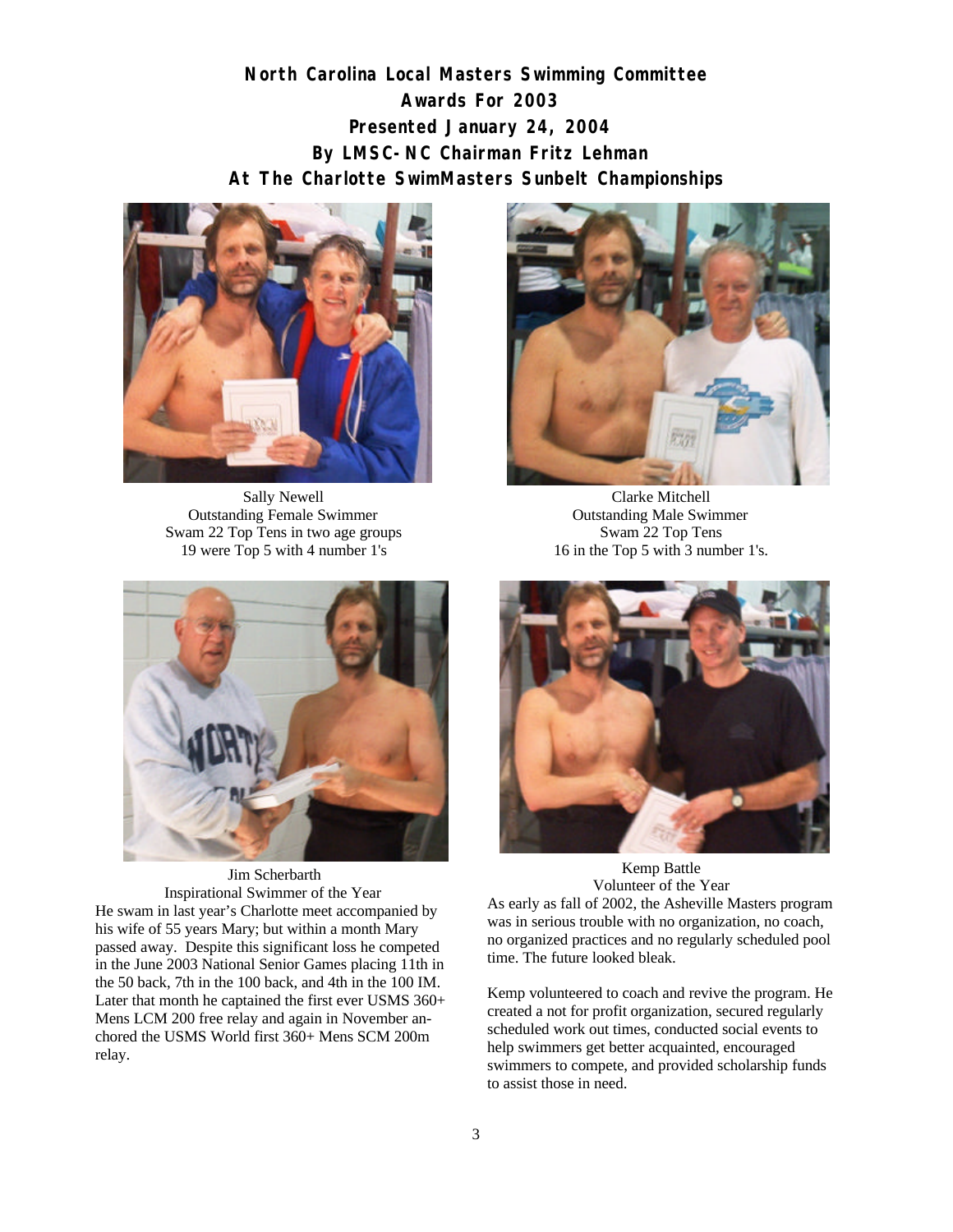# North Carolina Local Masters Swimming Committee Awards For 2003 Presented January 24, 2004 By LMSC-NC Chairman Fritz Lehman At The Charlotte SwimMasters Sunbelt Championships

Sally Newell
Outstanding Female Swimmer
Swam 22 Top Tens in two age groups
19 were Top 5 with 4 number 1's

Clarke Mitchell
Outstanding Male Swimmer
Swam 22 Top Tens
16 in the Top 5 with 3 number 1's.

Jim Scherbarth
Inspirational Swimmer of the Year

He swam in last year's Charlotte meet accompanied by his wife of 55 years Mary; but within a month Mary passed away. Despite this significant loss he competed in the June 2003 National Senior Games placing 11th in the 50 back, 7th in the 100 back, and 4th in the 100 IM. Later that month he captained the first ever USMS 360+ Mens LCM 200 free relay and again in November anchored the USMS World first 360+ Mens SCM 200m relay.

Kemp Battle
Volunteer of the Year

As early as fall of 2002, the Asheville Masters program was in serious trouble with no organization, no coach, no organized practices and no regularly scheduled pool time. The future looked bleak.

Kemp volunteered to coach and revive the program. He created a not for profit organization, secured regularly scheduled work out times, conducted social events to help swimmers get better acquainted, encouraged swimmers to compete, and provided scholarship funds to assist those in need.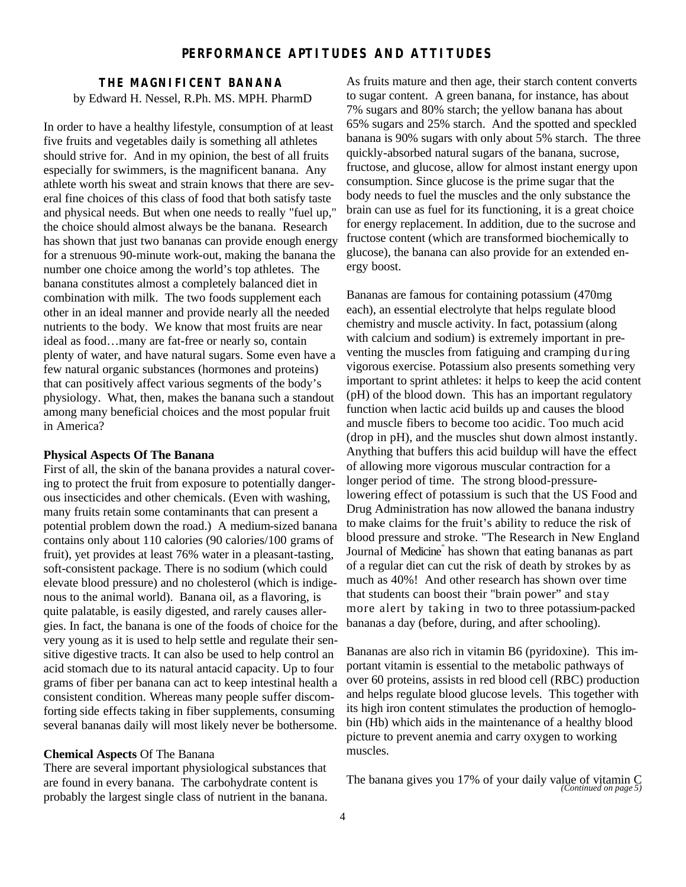## PERFORMANCE APTITUDES AND ATTITUDES

### THE MAGNIFICENT BANANA

by Edward H. Nessel, R.Ph. MS. MPH. PharmD

In order to have a healthy lifestyle, consumption of at least five fruits and vegetables daily is something all athletes should strive for. And in my opinion, the best of all fruits especially for swimmers, is the magnificent banana. Any athlete worth his sweat and strain knows that there are several fine choices of this class of food that both satisfy taste and physical needs. But when one needs to really "fuel up," the choice should almost always be the banana. Research has shown that just two bananas can provide enough energy for a strenuous 90-minute work-out, making the banana the number one choice among the world's top athletes. The banana constitutes almost a completely balanced diet in combination with milk. The two foods supplement each other in an ideal manner and provide nearly all the needed nutrients to the body. We know that most fruits are near ideal as food…many are fat-free or nearly so, contain plenty of water, and have natural sugars. Some even have a few natural organic substances (hormones and proteins) that can positively affect various segments of the body's physiology. What, then, makes the banana such a standout among many beneficial choices and the most popular fruit in America?

**Physical Aspects Of The Banana**

First of all, the skin of the banana provides a natural covering to protect the fruit from exposure to potentially dangerous insecticides and other chemicals. (Even with washing, many fruits retain some contaminants that can present a potential problem down the road.) A medium-sized banana contains only about 110 calories (90 calories/100 grams of fruit), yet provides at least 76% water in a pleasant-tasting, soft-consistent package. There is no sodium (which could elevate blood pressure) and no cholesterol (which is indigenous to the animal world). Banana oil, as a flavoring, is quite palatable, is easily digested, and rarely causes allergies. In fact, the banana is one of the foods of choice for the very young as it is used to help settle and regulate their sensitive digestive tracts. It can also be used to help control an acid stomach due to its natural antacid capacity. Up to four grams of fiber per banana can act to keep intestinal health a consistent condition. Whereas many people suffer discomforting side effects taking in fiber supplements, consuming several bananas daily will most likely never be bothersome.

**Chemical Aspects** Of The Banana

There are several important physiological substances that are found in every banana. The carbohydrate content is probably the largest single class of nutrient in the banana. As fruits mature and then age, their starch content converts to sugar content. A green banana, for instance, has about 7% sugars and 80% starch; the yellow banana has about 65% sugars and 25% starch. And the spotted and speckled banana is 90% sugars with only about 5% starch. The three quickly-absorbed natural sugars of the banana, sucrose, fructose, and glucose, allow for almost instant energy upon consumption. Since glucose is the prime sugar that the body needs to fuel the muscles and the only substance the brain can use as fuel for its functioning, it is a great choice for energy replacement. In addition, due to the sucrose and fructose content (which are transformed biochemically to glucose), the banana can also provide for an extended energy boost.

Bananas are famous for containing potassium (470mg each), an essential electrolyte that helps regulate blood chemistry and muscle activity. In fact, potassium (along with calcium and sodium) is extremely important in preventing the muscles from fatiguing and cramping during vigorous exercise. Potassium also presents something very important to sprint athletes: it helps to keep the acid content (pH) of the blood down. This has an important regulatory function when lactic acid builds up and causes the blood and muscle fibers to become too acidic. Too much acid (drop in pH), and the muscles shut down almost instantly. Anything that buffers this acid buildup will have the effect of allowing more vigorous muscular contraction for a longer period of time. The strong blood-pressure-lowering effect of potassium is such that the US Food and Drug Administration has now allowed the banana industry to make claims for the fruit's ability to reduce the risk of blood pressure and stroke. "The Research in New England Journal of Medicine" has shown that eating bananas as part of a regular diet can cut the risk of death by strokes by as much as 40%! And other research has shown over time that students can boost their "brain power" and stay more alert by taking in two to three potassium-packed bananas a day (before, during, and after schooling).

Bananas are also rich in vitamin B6 (pyridoxine). This important vitamin is essential to the metabolic pathways of over 60 proteins, assists in red blood cell (RBC) production and helps regulate blood glucose levels. This together with its high iron content stimulates the production of hemoglobin (Hb) which aids in the maintenance of a healthy blood picture to prevent anemia and carry oxygen to working muscles.

The banana gives you 17% of your daily value of vitamin C

*(Continued on page 5)*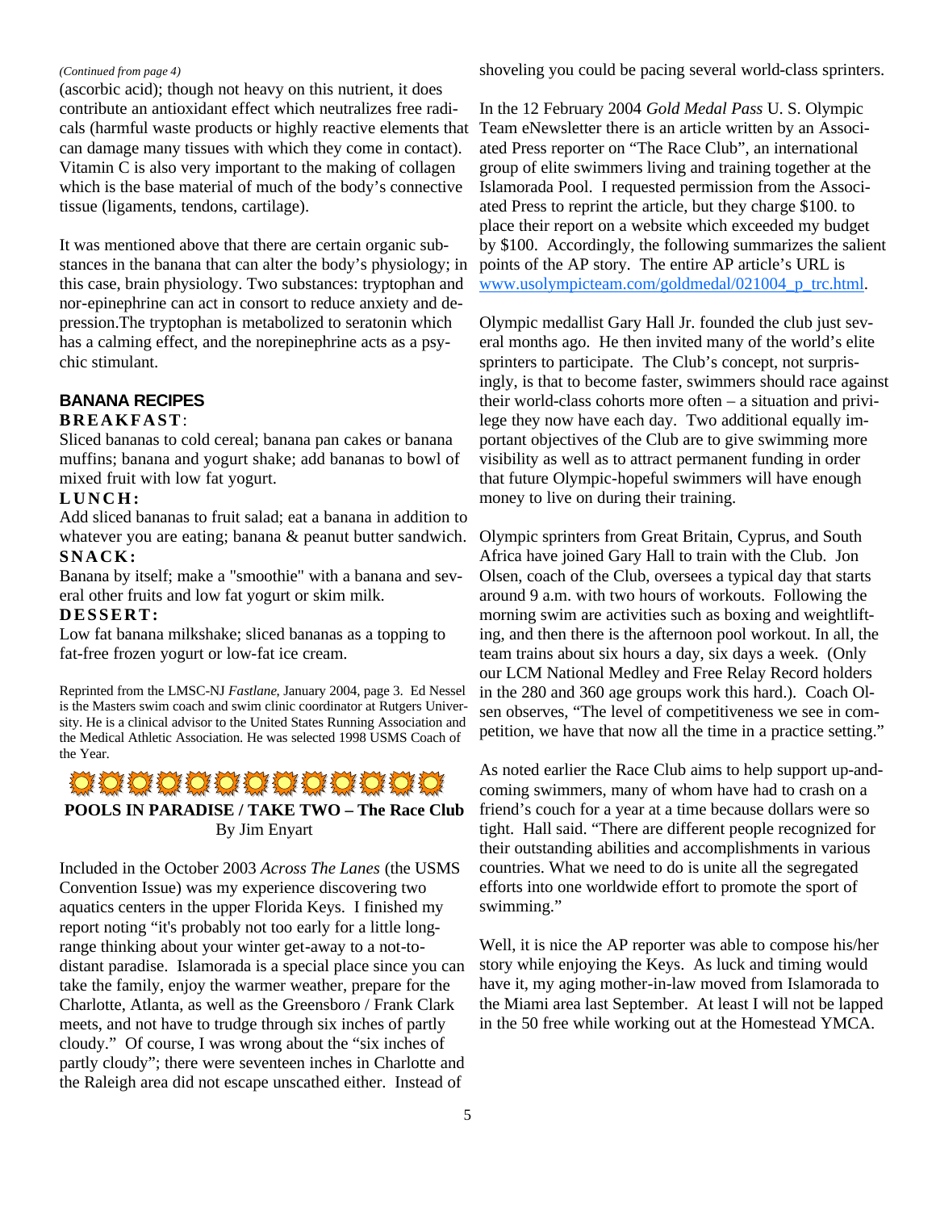*(Continued from page 4)*

(ascorbic acid); though not heavy on this nutrient, it does contribute an antioxidant effect which neutralizes free radicals (harmful waste products or highly reactive elements that can damage many tissues with which they come in contact). Vitamin C is also very important to the making of collagen which is the base material of much of the body's connective tissue (ligaments, tendons, cartilage).

It was mentioned above that there are certain organic substances in the banana that can alter the body's physiology; in this case, brain physiology. Two substances: tryptophan and nor-epinephrine can act in consort to reduce anxiety and depression.The tryptophan is metabolized to seratonin which has a calming effect, and the norepinephrine acts as a psychic stimulant.

## BANANA RECIPES

**BREAKFAST**:

Sliced bananas to cold cereal; banana pan cakes or banana muffins; banana and yogurt shake; add bananas to bowl of mixed fruit with low fat yogurt.

**LUNCH:**

Add sliced bananas to fruit salad; eat a banana in addition to whatever you are eating; banana & peanut butter sandwich.

**SNACK:**

Banana by itself; make a "smoothie" with a banana and several other fruits and low fat yogurt or skim milk.

**DESSERT:**

Low fat banana milkshake; sliced bananas as a topping to fat-free frozen yogurt or low-fat ice cream.

Reprinted from the LMSC-NJ *Fastlane*, January 2004, page 3. Ed Nessel is the Masters swim coach and swim clinic coordinator at Rutgers University. He is a clinical advisor to the United States Running Association and the Medical Athletic Association. He was selected 1998 USMS Coach of the Year.

## POOLS IN PARADISE / TAKE TWO – The Race Club

By Jim Enyart

Included in the October 2003 *Across The Lanes* (the USMS Convention Issue) was my experience discovering two aquatics centers in the upper Florida Keys. I finished my report noting "it's probably not too early for a little long-range thinking about your winter get-away to a not-to-distant paradise. Islamorada is a special place since you can take the family, enjoy the warmer weather, prepare for the Charlotte, Atlanta, as well as the Greensboro / Frank Clark meets, and not have to trudge through six inches of partly cloudy." Of course, I was wrong about the "six inches of partly cloudy"; there were seventeen inches in Charlotte and the Raleigh area did not escape unscathed either. Instead of shoveling you could be pacing several world-class sprinters.

In the 12 February 2004 *Gold Medal Pass* U. S. Olympic Team eNewsletter there is an article written by an Associated Press reporter on "The Race Club", an international group of elite swimmers living and training together at the Islamorada Pool. I requested permission from the Associated Press to reprint the article, but they charge $100. to place their report on a website which exceeded my budget by $100. Accordingly, the following summarizes the salient points of the AP story. The entire AP article's URL is www.usolympicteam.com/goldmedal/021004_p_trc.html.

Olympic medallist Gary Hall Jr. founded the club just several months ago. He then invited many of the world's elite sprinters to participate. The Club's concept, not surprisingly, is that to become faster, swimmers should race against their world-class cohorts more often – a situation and privilege they now have each day. Two additional equally important objectives of the Club are to give swimming more visibility as well as to attract permanent funding in order that future Olympic-hopeful swimmers will have enough money to live on during their training.

Olympic sprinters from Great Britain, Cyprus, and South Africa have joined Gary Hall to train with the Club. Jon Olsen, coach of the Club, oversees a typical day that starts around 9 a.m. with two hours of workouts. Following the morning swim are activities such as boxing and weightlifting, and then there is the afternoon pool workout. In all, the team trains about six hours a day, six days a week. (Only our LCM National Medley and Free Relay Record holders in the 280 and 360 age groups work this hard.). Coach Olsen observes, "The level of competitiveness we see in competition, we have that now all the time in a practice setting."

As noted earlier the Race Club aims to help support up-and-coming swimmers, many of whom have had to crash on a friend's couch for a year at a time because dollars were so tight. Hall said. "There are different people recognized for their outstanding abilities and accomplishments in various countries. What we need to do is unite all the segregated efforts into one worldwide effort to promote the sport of swimming."

Well, it is nice the AP reporter was able to compose his/her story while enjoying the Keys. As luck and timing would have it, my aging mother-in-law moved from Islamorada to the Miami area last September. At least I will not be lapped in the 50 free while working out at the Homestead YMCA.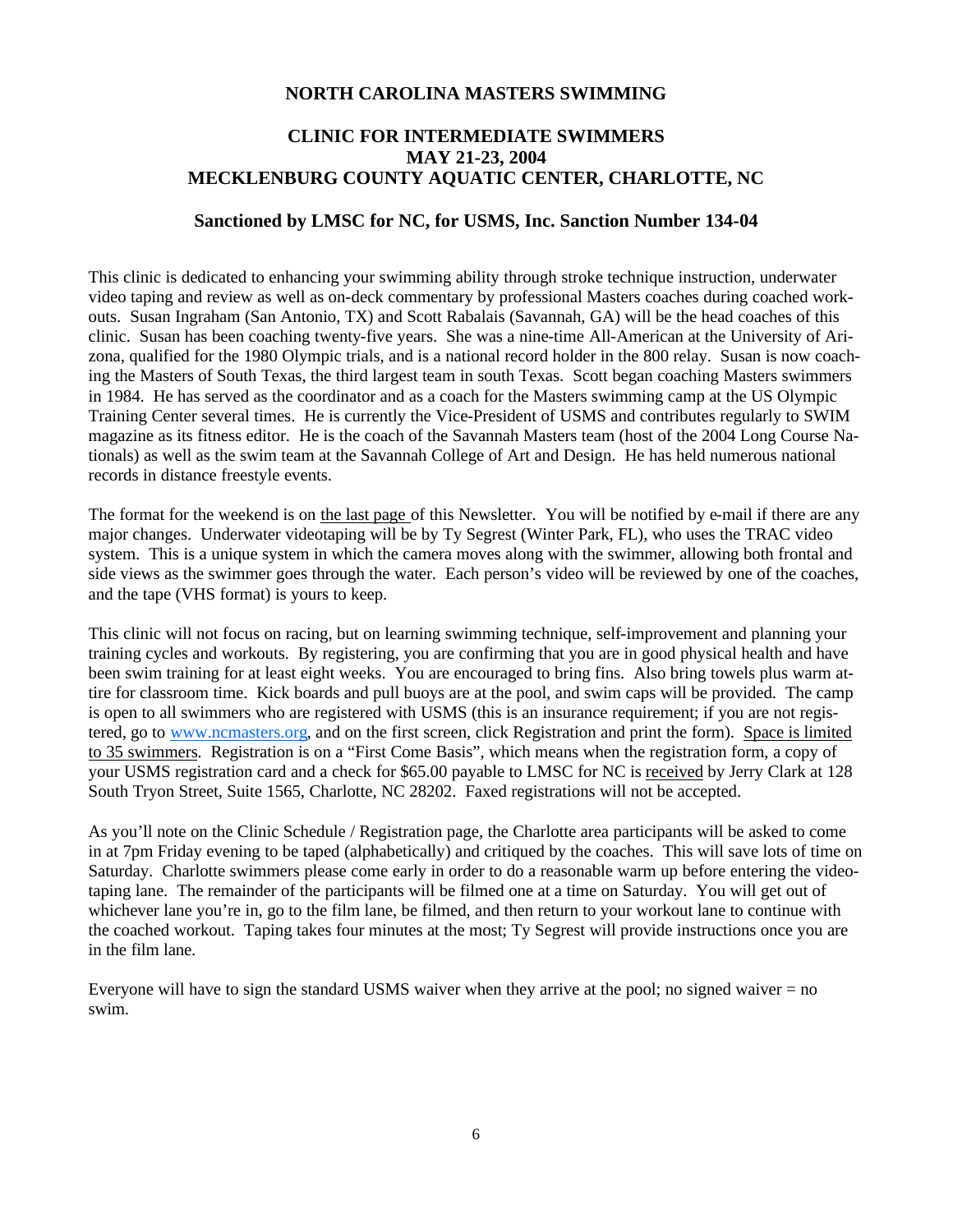## NORTH CAROLINA MASTERS SWIMMING

## CLINIC FOR INTERMEDIATE SWIMMERS
## MAY 21-23, 2004
## MECKLENBURG COUNTY AQUATIC CENTER, CHARLOTTE, NC

### Sanctioned by LMSC for NC, for USMS, Inc. Sanction Number 134-04

This clinic is dedicated to enhancing your swimming ability through stroke technique instruction, underwater video taping and review as well as on-deck commentary by professional Masters coaches during coached workouts. Susan Ingraham (San Antonio, TX) and Scott Rabalais (Savannah, GA) will be the head coaches of this clinic. Susan has been coaching twenty-five years. She was a nine-time All-American at the University of Arizona, qualified for the 1980 Olympic trials, and is a national record holder in the 800 relay. Susan is now coaching the Masters of South Texas, the third largest team in south Texas. Scott began coaching Masters swimmers in 1984. He has served as the coordinator and as a coach for the Masters swimming camp at the US Olympic Training Center several times. He is currently the Vice-President of USMS and contributes regularly to SWIM magazine as its fitness editor. He is the coach of the Savannah Masters team (host of the 2004 Long Course Nationals) as well as the swim team at the Savannah College of Art and Design. He has held numerous national records in distance freestyle events.

The format for the weekend is on the last page of this Newsletter. You will be notified by e-mail if there are any major changes. Underwater videotaping will be by Ty Segrest (Winter Park, FL), who uses the TRAC video system. This is a unique system in which the camera moves along with the swimmer, allowing both frontal and side views as the swimmer goes through the water. Each person's video will be reviewed by one of the coaches, and the tape (VHS format) is yours to keep.

This clinic will not focus on racing, but on learning swimming technique, self-improvement and planning your training cycles and workouts. By registering, you are confirming that you are in good physical health and have been swim training for at least eight weeks. You are encouraged to bring fins. Also bring towels plus warm attire for classroom time. Kick boards and pull buoys are at the pool, and swim caps will be provided. The camp is open to all swimmers who are registered with USMS (this is an insurance requirement; if you are not registered, go to [www.ncmasters.org](http://www.ncmasters.org), and on the first screen, click Registration and print the form). Space is limited to 35 swimmers. Registration is on a "First Come Basis", which means when the registration form, a copy of your USMS registration card and a check for $65.00 payable to LMSC for NC is received by Jerry Clark at 128 South Tryon Street, Suite 1565, Charlotte, NC 28202. Faxed registrations will not be accepted.

As you'll note on the Clinic Schedule / Registration page, the Charlotte area participants will be asked to come in at 7pm Friday evening to be taped (alphabetically) and critiqued by the coaches. This will save lots of time on Saturday. Charlotte swimmers please come early in order to do a reasonable warm up before entering the videotaping lane. The remainder of the participants will be filmed one at a time on Saturday. You will get out of whichever lane you're in, go to the film lane, be filmed, and then return to your workout lane to continue with the coached workout. Taping takes four minutes at the most; Ty Segrest will provide instructions once you are in the film lane.

Everyone will have to sign the standard USMS waiver when they arrive at the pool; no signed waiver = no swim.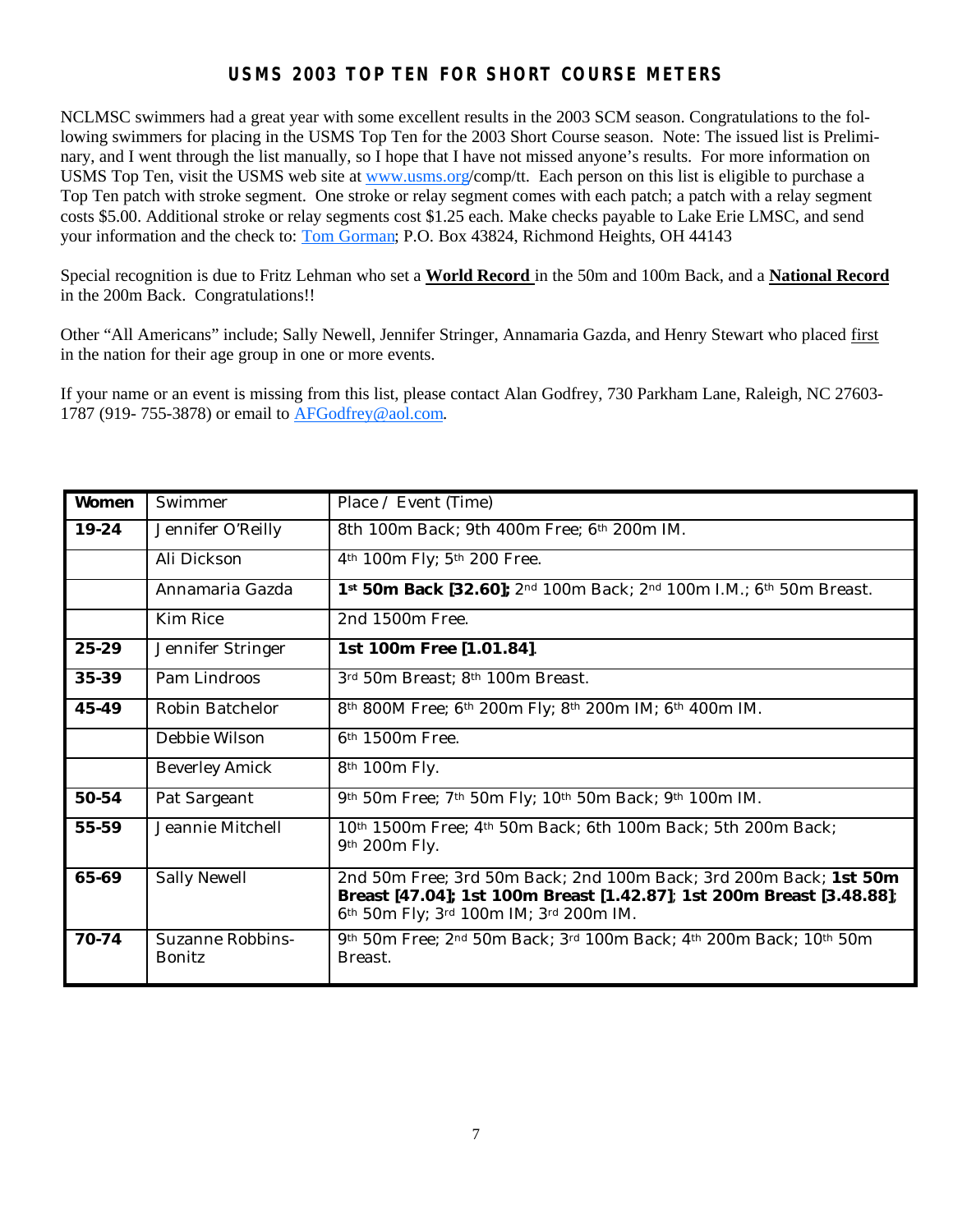## USMS 2003 TOP TEN FOR SHORT COURSE METERS

NCLMSC swimmers had a great year with some excellent results in the 2003 SCM season. Congratulations to the following swimmers for placing in the USMS Top Ten for the 2003 Short Course season. Note: The issued list is Preliminary, and I went through the list manually, so I hope that I have not missed anyone's results. For more information on USMS Top Ten, visit the USMS web site at www.usms.org/comp/tt. Each person on this list is eligible to purchase a Top Ten patch with stroke segment. One stroke or relay segment comes with each patch; a patch with a relay segment costs $5.00. Additional stroke or relay segments cost $1.25 each. Make checks payable to Lake Erie LMSC, and send your information and the check to: Tom Gorman; P.O. Box 43824, Richmond Heights, OH 44143

Special recognition is due to Fritz Lehman who set a **World Record** in the 50m and 100m Back, and a **National Record** in the 200m Back. Congratulations!!

Other "All Americans" include; Sally Newell, Jennifer Stringer, Annamaria Gazda, and Henry Stewart who placed first in the nation for their age group in one or more events.

If your name or an event is missing from this list, please contact Alan Godfrey, 730 Parkham Lane, Raleigh, NC 27603-1787 (919- 755-3878) or email to AFGodfrey@aol.com.

| **Women** | Swimmer | Place / Event (Time) |
|---|---|---|
| **19-24** | Jennifer O'Reilly | 8th 100m Back; 9th 400m Free; 6th 200m IM. |
| | Ali Dickson | 4th 100m Fly; 5th 200 Free. |
| | Annamaria Gazda | **1st 50m Back [32.60];** 2nd 100m Back; 2nd 100m I.M.; 6th 50m Breast. |
| | Kim Rice | 2nd 1500m Free. |
| **25-29** | Jennifer Stringer | **1st 100m Free [1.01.84]**. |
| **35-39** | Pam Lindroos | 3rd 50m Breast; 8th 100m Breast. |
| **45-49** | Robin Batchelor | 8th 800M Free; 6th 200m Fly; 8th 200m IM; 6th 400m IM. |
| | Debbie Wilson | 6th 1500m Free. |
| | Beverley Amick | 8th 100m Fly. |
| **50-54** | Pat Sargeant | 9th 50m Free; 7th 50m Fly; 10th 50m Back; 9th 100m IM. |
| **55-59** | Jeannie Mitchell | 10th 1500m Free; 4th 50m Back; 6th 100m Back; 5th 200m Back; 9th 200m Fly. |
| **65-69** | Sally Newell | 2nd 50m Free; 3rd 50m Back; 2nd 100m Back; 3rd 200m Back; **1st 50m Breast [47.04]; 1st 100m Breast [1.42.87]**; **1st 200m Breast [3.48.88]**; 6th 50m Fly; 3rd 100m IM; 3rd 200m IM. |
| **70-74** | Suzanne Robbins-Bonitz | 9th 50m Free; 2nd 50m Back; 3rd 100m Back; 4th 200m Back; 10th 50m Breast. |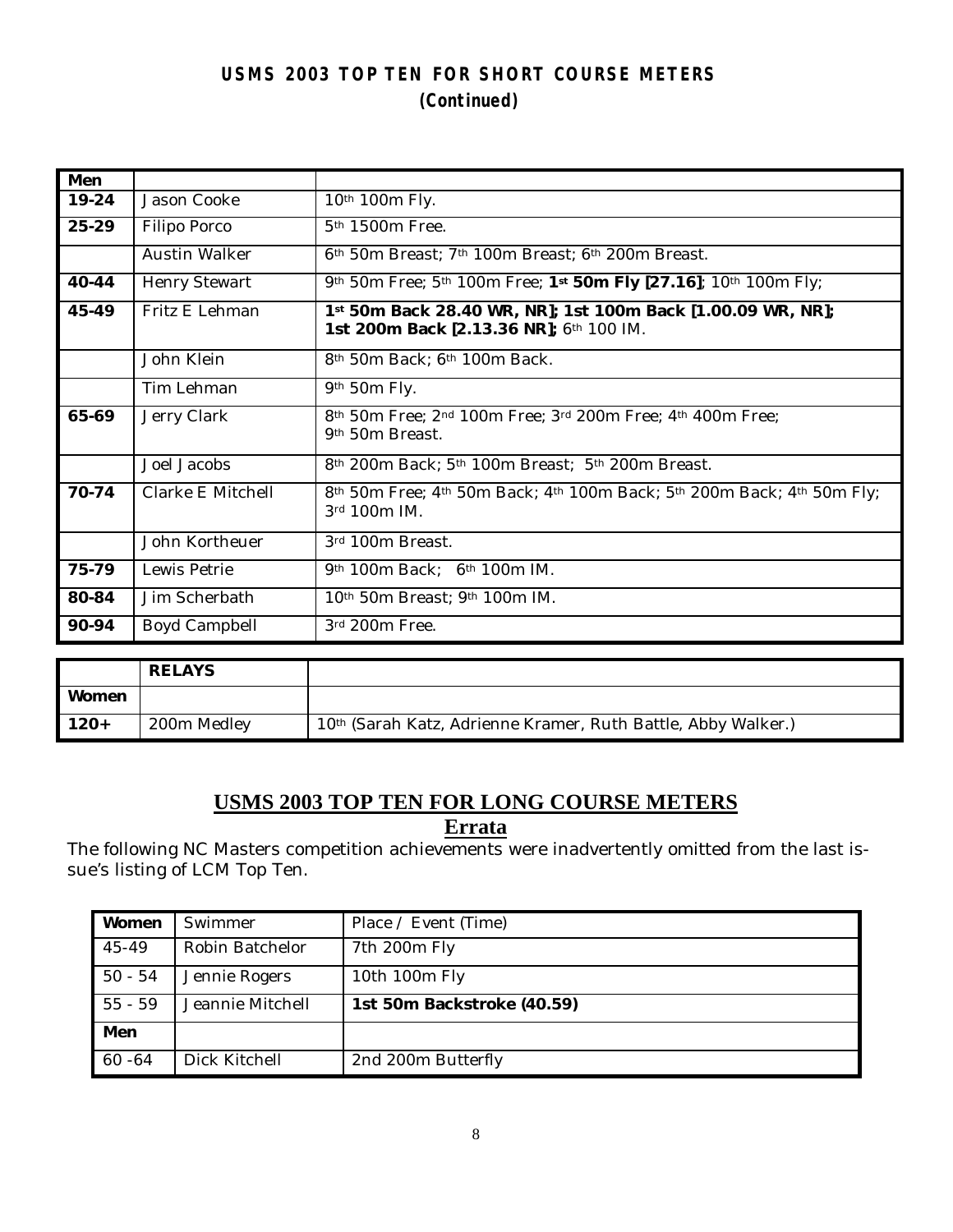## USMS 2003 TOP TEN FOR SHORT COURSE METERS
### (Continued)

| Men | | |
|---|---|---|
| 19-24 | Jason Cooke | 10th 100m Fly. |
| 25-29 | Filipo Porco | 5th 1500m Free. |
| | Austin Walker | 6th 50m Breast; 7th 100m Breast; 6th 200m Breast. |
| 40-44 | Henry Stewart | 9th 50m Free; 5th 100m Free; **1st 50m Fly [27.16]**; 10th 100m Fly; |
| 45-49 | Fritz E Lehman | **1st 50m Back 28.40 WR, NR]; 1st 100m Back [1.00.09 WR, NR]; 1st 200m Back [2.13.36 NR];** 6th 100 IM. |
| | John Klein | 8th 50m Back; 6th 100m Back. |
| | Tim Lehman | 9th 50m Fly. |
| 65-69 | Jerry Clark | 8th 50m Free; 2nd 100m Free; 3rd 200m Free; 4th 400m Free; 9th 50m Breast. |
| | Joel Jacobs | 8th 200m Back; 5th 100m Breast; 5th 200m Breast. |
| 70-74 | Clarke E Mitchell | 8th 50m Free; 4th 50m Back; 4th 100m Back; 5th 200m Back; 4th 50m Fly; 3rd 100m IM. |
| | John Kortheuer | 3rd 100m Breast. |
| 75-79 | Lewis Petrie | 9th 100m Back; 6th 100m IM. |
| 80-84 | Jim Scherbath | 10th 50m Breast; 9th 100m IM. |
| 90-94 | Boyd Campbell | 3rd 200m Free. |

| | RELAYS | |
|---|---|---|
| Women | | |
| 120+ | 200m Medley | 10th (Sarah Katz, Adrienne Kramer, Ruth Battle, Abby Walker.) |

## USMS 2003 TOP TEN FOR LONG COURSE METERS
### Errata

The following NC Masters competition achievements were inadvertently omitted from the last issue's listing of LCM Top Ten.

| Women | Swimmer | Place / Event (Time) |
|---|---|---|
| 45-49 | Robin Batchelor | 7th 200m Fly |
| 50 - 54 | Jennie Rogers | 10th 100m Fly |
| 55 - 59 | Jeannie Mitchell | **1st 50m Backstroke (40.59)** |
| **Men** | | |
| 60 -64 | Dick Kitchell | 2nd 200m Butterfly |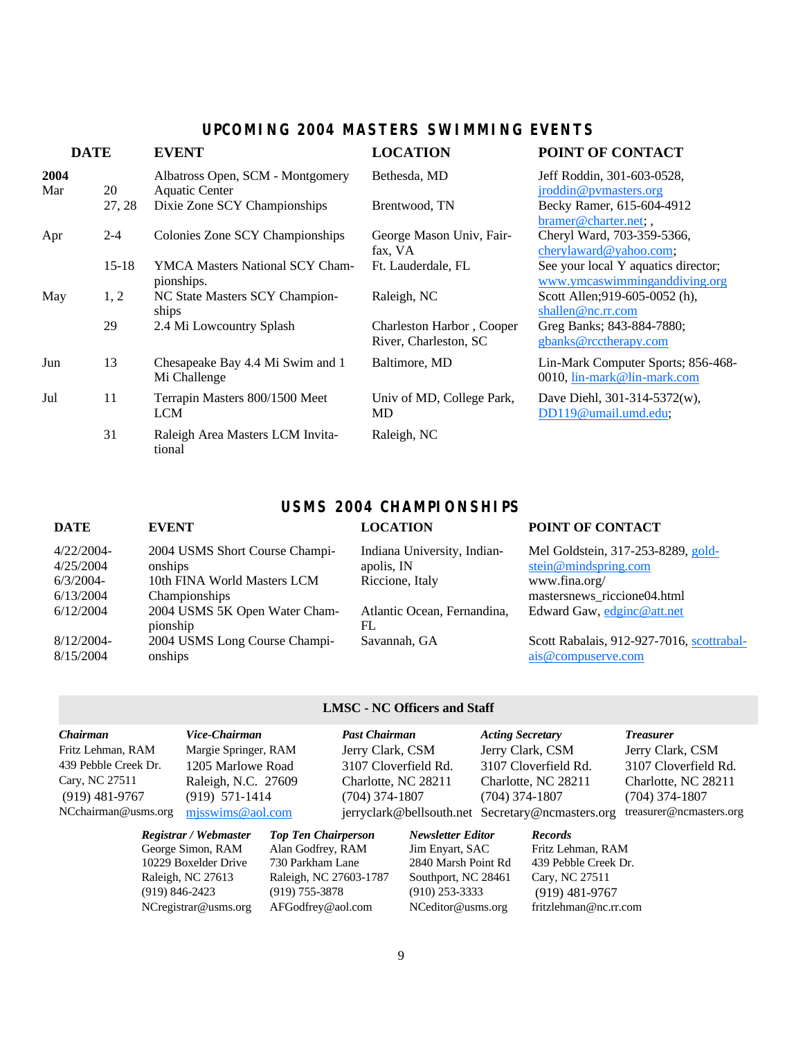## UPCOMING 2004 MASTERS SWIMMING EVENTS

| DATE | | EVENT | LOCATION | POINT OF CONTACT |
|---|---|---|---|---|
| 2004 Mar | 20 | Albatross Open, SCM - Montgomery Aquatic Center | Bethesda, MD | Jeff Roddin, 301-603-0528, jroddin@pvmasters.org |
| | 27, 28 | Dixie Zone SCY Championships | Brentwood, TN | Becky Ramer, 615-604-4912 bramer@charter.net; , |
| Apr | 2-4 | Colonies Zone SCY Championships | George Mason Univ, Fairfax, VA | Cheryl Ward, 703-359-5366, cherylaward@yahoo.com; |
| | 15-18 | YMCA Masters National SCY Championships. | Ft. Lauderdale, FL | See your local Y aquatics director; www.ymcaswimminganddiving.org |
| May | 1, 2 | NC State Masters SCY Championships | Raleigh, NC | Scott Allen;919-605-0052 (h), shallen@nc.rr.com |
| | 29 | 2.4 Mi Lowcountry Splash | Charleston Harbor , Cooper River, Charleston, SC | Greg Banks; 843-884-7880; gbanks@rcctherapy.com |
| Jun | 13 | Chesapeake Bay 4.4 Mi Swim and 1 Mi Challenge | Baltimore, MD | Lin-Mark Computer Sports; 856-468-0010, lin-mark@lin-mark.com |
| Jul | 11 | Terrapin Masters 800/1500 Meet LCM | Univ of MD, College Park, MD | Dave Diehl, 301-314-5372(w), DD119@umail.umd.edu; |
| | 31 | Raleigh Area Masters LCM Invitational | Raleigh, NC | |

## USMS 2004 CHAMPIONSHIPS

| DATE | EVENT | LOCATION | POINT OF CONTACT |
|---|---|---|---|
| 4/22/2004-4/25/2004 | 2004 USMS Short Course Championships | Indiana University, Indianapolis, IN | Mel Goldstein, 317-253-8289, goldstein@mindspring.com |
| 6/3/2004-6/13/2004 | 10th FINA World Masters LCM Championships | Riccione, Italy | www.fina.org/mastersnews_riccione04.html |
| 6/12/2004 | 2004 USMS 5K Open Water Championship | Atlantic Ocean, Fernandina, FL | Edward Gaw, edginc@att.net |
| 8/12/2004-8/15/2004 | 2004 USMS Long Course Championships | Savannah, GA | Scott Rabalais, 912-927-7016, scottrabalais@compuserve.com |

### LMSC - NC Officers and Staff

| *Chairman* | *Vice-Chairman* | *Past Chairman* | *Acting Secretary* | *Treasurer* |
|---|---|---|---|---|
| Fritz Lehman, RAM | Margie Springer, RAM | Jerry Clark, CSM | Jerry Clark, CSM | Jerry Clark, CSM |
| 439 Pebble Creek Dr. | 1205 Marlowe Road | 3107 Cloverfield Rd. | 3107 Cloverfield Rd. | 3107 Cloverfield Rd. |
| Cary, NC 27511 | Raleigh, N.C. 27609 | Charlotte, NC 28211 | Charlotte, NC 28211 | Charlotte, NC 28211 |
| (919) 481-9767 | (919) 571-1414 | (704) 374-1807 | (704) 374-1807 | (704) 374-1807 |
| NCchairman@usms.org | mjsswims@aol.com | jerryclark@bellsouth.net | Secretary@ncmasters.org | treasurer@ncmasters.org |

| *Registrar / Webmaster* | *Top Ten Chairperson* | *Newsletter Editor* | *Records* |
|---|---|---|---|
| George Simon, RAM | Alan Godfrey, RAM | Jim Enyart, SAC | Fritz Lehman, RAM |
| 10229 Boxelder Drive | 730 Parkham Lane | 2840 Marsh Point Rd | 439 Pebble Creek Dr. |
| Raleigh, NC 27613 | Raleigh, NC 27603-1787 | Southport, NC 28461 | Cary, NC 27511 |
| (919) 846-2423 | (919) 755-3878 | (910) 253-3333 | (919) 481-9767 |
| NCregistrar@usms.org | AFGodfrey@aol.com | NCeditor@usms.org | fritzlehman@nc.rr.com |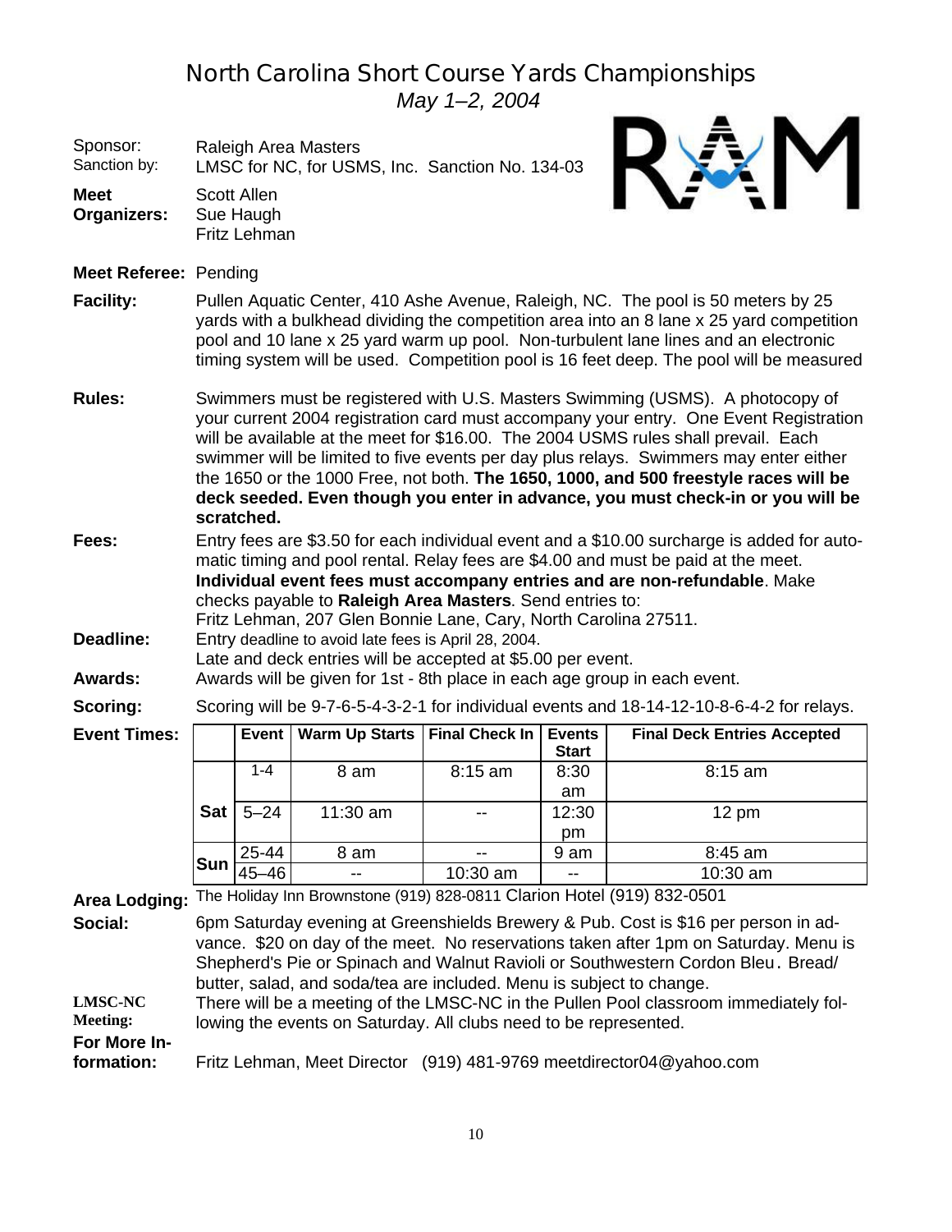# North Carolina Short Course Yards Championships

*May 1–2, 2004*

Sponsor: Raleigh Area Masters
Sanction by: LMSC for NC, for USMS, Inc. Sanction No. 134-03

**Meet Organizers:** Scott Allen
Sue Haugh
Fritz Lehman

**Meet Referee:** Pending

**Facility:** Pullen Aquatic Center, 410 Ashe Avenue, Raleigh, NC. The pool is 50 meters by 25 yards with a bulkhead dividing the competition area into an 8 lane x 25 yard competition pool and 10 lane x 25 yard warm up pool. Non-turbulent lane lines and an electronic timing system will be used. Competition pool is 16 feet deep. The pool will be measured

**Rules:** Swimmers must be registered with U.S. Masters Swimming (USMS). A photocopy of your current 2004 registration card must accompany your entry. One Event Registration will be available at the meet for $16.00. The 2004 USMS rules shall prevail. Each swimmer will be limited to five events per day plus relays. Swimmers may enter either the 1650 or the 1000 Free, not both. **The 1650, 1000, and 500 freestyle races will be deck seeded. Even though you enter in advance, you must check-in or you will be scratched.**

**Fees:** Entry fees are $3.50 for each individual event and a $10.00 surcharge is added for automatic timing and pool rental. Relay fees are $4.00 and must be paid at the meet. **Individual event fees must accompany entries and are non-refundable**. Make checks payable to **Raleigh Area Masters**. Send entries to:
Fritz Lehman, 207 Glen Bonnie Lane, Cary, North Carolina 27511.

**Deadline:** Entry deadline to avoid late fees is April 28, 2004.
Late and deck entries will be accepted at $5.00 per event.

**Awards:** Awards will be given for 1st - 8th place in each age group in each event.

**Scoring:** Scoring will be 9-7-6-5-4-3-2-1 for individual events and 18-14-12-10-8-6-4-2 for relays.

**Event Times:**

| | Event | Warm Up Starts | Final Check In | Events Start | Final Deck Entries Accepted |
|---|---|---|---|---|---|
| Sat | 1-4 | 8 am | 8:15 am | 8:30 am | 8:15 am |
| | 5–24 | 11:30 am | -- | 12:30 pm | 12 pm |
| Sun | 25-44 | 8 am | -- | 9 am | 8:45 am |
| | 45–46 | -- | 10:30 am | -- | 10:30 am |

**Area Lodging:** The Holiday Inn Brownstone (919) 828-0811 Clarion Hotel (919) 832-0501

**Social:** 6pm Saturday evening at Greenshields Brewery & Pub. Cost is $16 per person in advance. $20 on day of the meet. No reservations taken after 1pm on Saturday. Menu is Shepherd's Pie or Spinach and Walnut Ravioli or Southwestern Cordon Bleu. Bread/butter, salad, and soda/tea are included. Menu is subject to change.

**LMSC-NC Meeting:** There will be a meeting of the LMSC-NC in the Pullen Pool classroom immediately following the events on Saturday. All clubs need to be represented.

**For More Information:** Fritz Lehman, Meet Director (919) 481-9769 meetdirector04@yahoo.com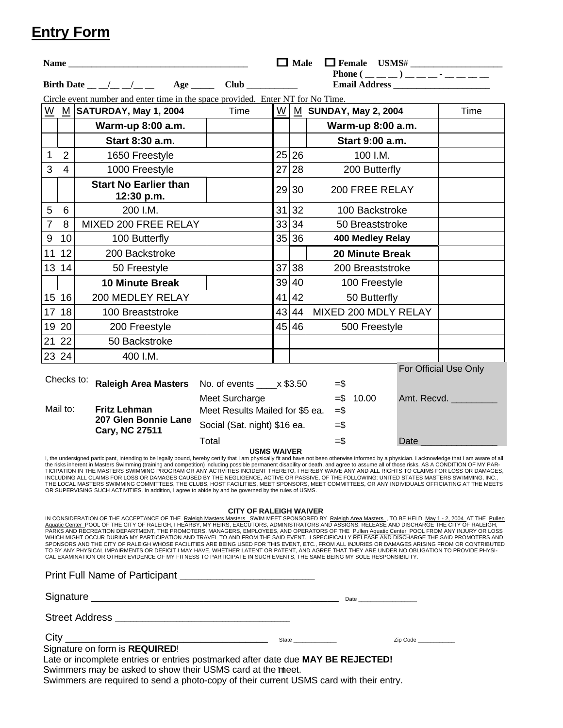# Entry Form

**Name** ________________________________________ ☐ **Male** ☐ **Female** **USMS#** ____________________

**Phone ( __ __ __ ) __ __ __ - __ __ __ __**

**Birth Date __ __/__ __/__ __** **Age _____** **Club __________** **Email Address _____________________**

Circle event number and enter time in the space provided. Enter NT for No Time.

| W | M | SATURDAY, May 1, 2004 | Time | W | M | SUNDAY, May 2, 2004 | Time |
|---|---|---|---|---|---|---|---|
| | | **Warm-up 8:00 a.m.** | | | | **Warm-up 8:00 a.m.** | |
| | | **Start 8:30 a.m.** | | | | **Start 9:00 a.m.** | |
| 1 | 2 | 1650 Freestyle | | 25 | 26 | 100 I.M. | |
| 3 | 4 | 1000 Freestyle | | 27 | 28 | 200 Butterfly | |
| | | **Start No Earlier than 12:30 p.m.** | | 29 | 30 | 200 FREE RELAY | |
| 5 | 6 | 200 I.M. | | 31 | 32 | 100 Backstroke | |
| 7 | 8 | MIXED 200 FREE RELAY | | 33 | 34 | 50 Breaststroke | |
| 9 | 10 | 100 Butterfly | | 35 | 36 | **400 Medley Relay** | |
| 11 | 12 | 200 Backstroke | | | | **20 Minute Break** | |
| 13 | 14 | 50 Freestyle | | 37 | 38 | 200 Breaststroke | |
| | | **10 Minute Break** | | 39 | 40 | 100 Freestyle | |
| 15 | 16 | 200 MEDLEY RELAY | | 41 | 42 | 50 Butterfly | |
| 17 | 18 | 100 Breaststroke | | 43 | 44 | MIXED 200 MDLY RELAY | |
| 19 | 20 | 200 Freestyle | | 45 | 46 | 500 Freestyle | |
| 21 | 22 | 50 Backstroke | | | | | |
| 23 | 24 | 400 I.M. | | | | | |

Checks to: **Raleigh Area Masters**

Mail to: **Fritz Lehman**
**207 Glen Bonnie Lane**
**Cary, NC 27511**

| | | For Official Use Only |
|---|---|---|
| No. of events ____x $3.50 | =$ | |
| Meet Surcharge | =$ 10.00 | Amt. Recvd. _________ |
| Meet Results Mailed for $5 ea. | =$ | |
| Social (Sat. night) $16 ea. | =$ | |
| Total | =$ | Date _______________ |

**USMS WAIVER**

I, the undersigned participant, intending to be legally bound, hereby certify that I am physically fit and have not been otherwise informed by a physician. I acknowledge that I am aware of all the risks inherent in Masters Swimming (training and competition) including possible permanent disability or death, and agree to assume all of those risks. AS A CONDITION OF MY PARTICIPATION IN THE MASTERS SWIMMING PROGRAM OR ANY ACTIVITIES INCIDENT THERETO, I HEREBY WAIVE ANY AND ALL RIGHTS TO CLAIMS FOR LOSS OR DAMAGES, INCLUDING ALL CLAIMS FOR LOSS OR DAMAGES CAUSED BY THE NEGLIGENCE, ACTIVE OR PASSIVE, OF THE FOLLOWING: UNITED STATES MASTERS SWIMMING, INC., THE LOCAL MASTERS SWIMMING COMMITTEES, THE CLUBS, HOST FACILITIES, MEET SPONSORS, MEET COMMITTEES, OR ANY INDIVIDUALS OFFICIATING AT THE MEETS OR SUPERVISING SUCH ACTIVITIES. In addition, I agree to abide by and be governed by the rules of USMS.

**CITY OF RALEIGH WAIVER**

IN CONSIDERATION OF THE ACCEPTANCE OF THE Raleigh Masters Masters SWIM MEET SPONSORED BY Raleigh Area Masters , TO BE HELD May 1 - 2, 2004 AT THE Pullen Aquatic Center POOL OF THE CITY OF RALEIGH, I HEARBY, MY HEIRS, EXECUTORS, ADMINISTRATORS AND ASSIGNS, RELEASE AND DISCHARGE THE CITY OF RALEIGH, PARKS AND RECREATION DEPARTMENT, THE PROMOTERS, MANAGERS, EMPLOYEES, AND OPERATORS OF THE Pullen Aquatic Center POOL FROM ANY INJURY OR LOSS WHICH MIGHT OCCUR DURING MY PARTICIPATION AND TRAVEL TO AND FROM THE SAID EVENT. I SPECIFICALLY RELEASE AND DISCHARGE THE SAID PROMOTERS AND SPONSORS AND THE CITY OF RALEIGH WHOSE FACILITIES ARE BEING USED FOR THIS EVENT, ETC., FROM ALL INJURIES OR DAMAGES ARISING FROM OR CONTRIBUTED TO BY ANY PHYSICAL IMPAIRMENTS OR DEFICIT I MAY HAVE, WHETHER LATENT OR PATENT, AND AGREE THAT THEY ARE UNDER NO OBLIGATION TO PROVIDE PHYSICAL EXAMINATION OR OTHER EVIDENCE OF MY FITNESS TO PARTICIPATE IN SUCH EVENTS, THE SAME BEING MY SOLE RESPONSIBILITY.

Print Full Name of Participant __________________________

Signature _______________________________________________ Date ________________

Street Address __________________________________

City _______________________________________ State ____________ Zip Code ___________

Signature on form is **REQUIRED**!

Late or incomplete entries or entries postmarked after date due **MAY BE REJECTED!**

Swimmers may be asked to show their USMS card at the meet.

Swimmers are required to send a photo-copy of their current USMS card with their entry.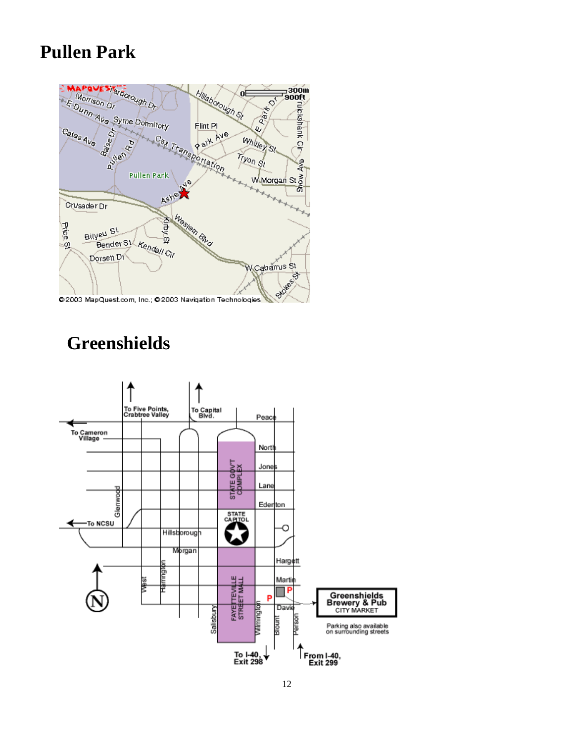# Pullen Park

# Greenshields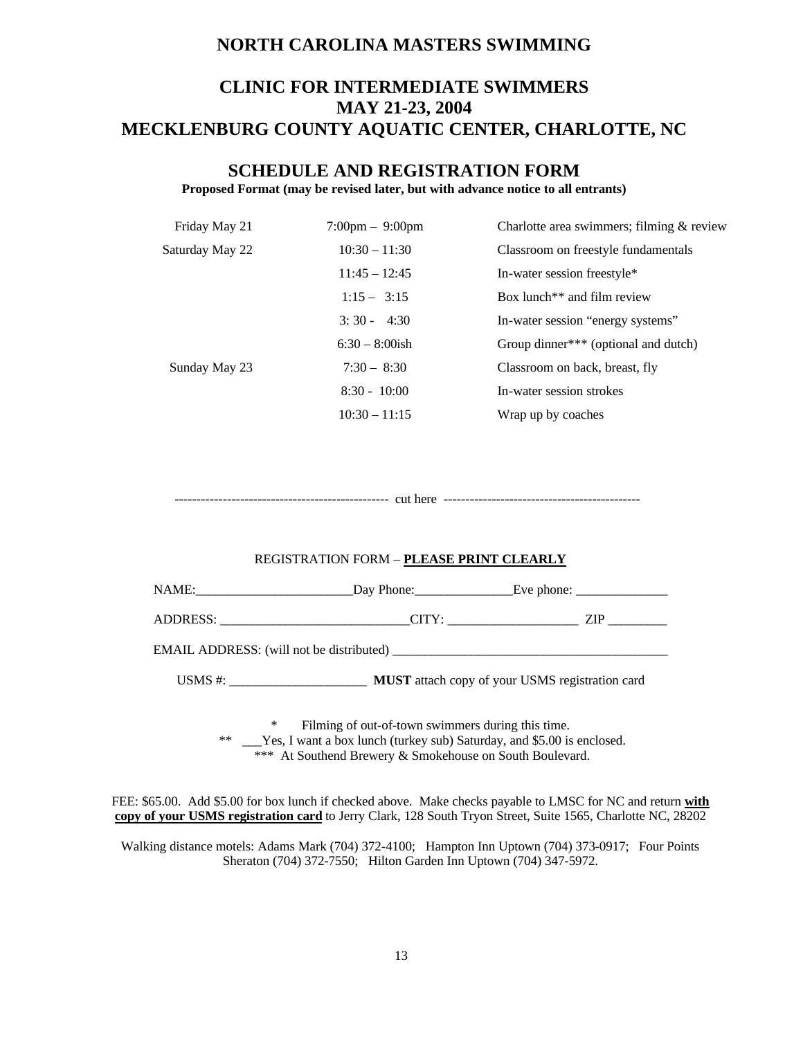# NORTH CAROLINA MASTERS SWIMMING

## CLINIC FOR INTERMEDIATE SWIMMERS
## MAY 21-23, 2004
## MECKLENBURG COUNTY AQUATIC CENTER, CHARLOTTE, NC

## SCHEDULE AND REGISTRATION FORM

**Proposed Format (may be revised later, but with advance notice to all entrants)**

| | | |
|---|---|---|
| Friday May 21 | 7:00pm – 9:00pm | Charlotte area swimmers; filming & review |
| Saturday May 22 | 10:30 – 11:30 | Classroom on freestyle fundamentals |
| | 11:45 – 12:45 | In-water session freestyle* |
| | 1:15 – 3:15 | Box lunch** and film review |
| | 3: 30 - 4:30 | In-water session "energy systems" |
| | 6:30 – 8:00ish | Group dinner*** (optional and dutch) |
| Sunday May 23 | 7:30 – 8:30 | Classroom on back, breast, fly |
| | 8:30 - 10:00 | In-water session strokes |
| | 10:30 – 11:15 | Wrap up by coaches |

------------------------------------------------ cut here ---------------------------------------------

REGISTRATION FORM – **PLEASE PRINT CLEARLY**

NAME:________________________Day Phone:_______________Eve phone: ______________

ADDRESS: _____________________________CITY: ____________________ ZIP _________

EMAIL ADDRESS: (will not be distributed) __________________________________________

USMS #: _____________________ **MUST** attach copy of your USMS registration card

\* Filming of out-of-town swimmers during this time.

\*\* ___Yes, I want a box lunch (turkey sub) Saturday, and $5.00 is enclosed.

\*\*\* At Southend Brewery & Smokehouse on South Boulevard.

FEE: $65.00. Add $5.00 for box lunch if checked above. Make checks payable to LMSC for NC and return **with copy of your USMS registration card** to Jerry Clark, 128 South Tryon Street, Suite 1565, Charlotte NC, 28202

Walking distance motels: Adams Mark (704) 372-4100; Hampton Inn Uptown (704) 373-0917; Four Points Sheraton (704) 372-7550; Hilton Garden Inn Uptown (704) 347-5972.